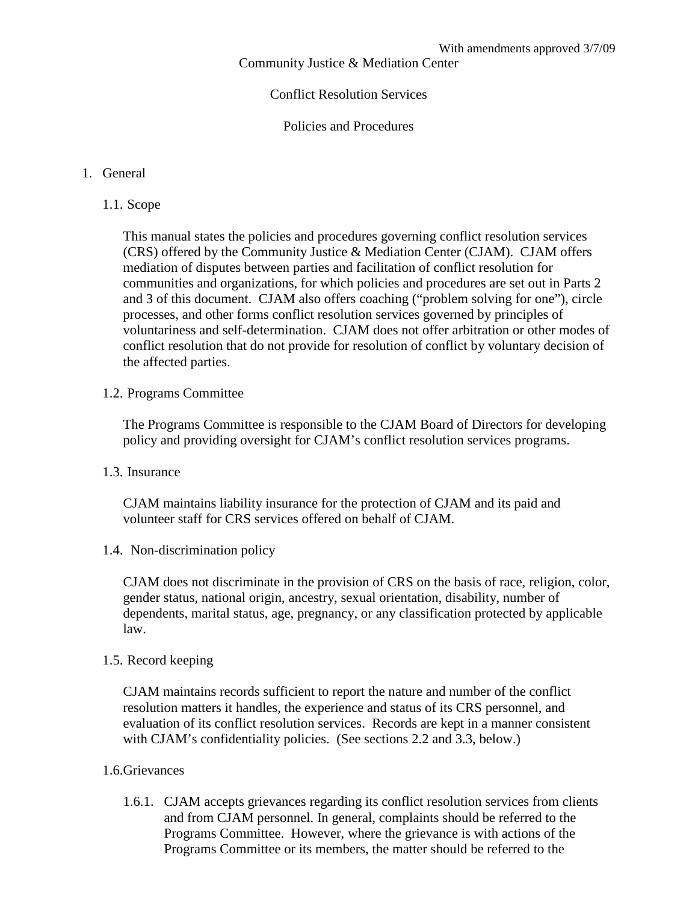With amendments approved 3/7/09

# Community Justice & Mediation Center

## Conflict Resolution Services

## Policies and Procedures

1. General

   1.1. Scope

   This manual states the policies and procedures governing conflict resolution services (CRS) offered by the Community Justice & Mediation Center (CJAM). CJAM offers mediation of disputes between parties and facilitation of conflict resolution for communities and organizations, for which policies and procedures are set out in Parts 2 and 3 of this document. CJAM also offers coaching ("problem solving for one"), circle processes, and other forms conflict resolution services governed by principles of voluntariness and self-determination. CJAM does not offer arbitration or other modes of conflict resolution that do not provide for resolution of conflict by voluntary decision of the affected parties.

   1.2. Programs Committee

   The Programs Committee is responsible to the CJAM Board of Directors for developing policy and providing oversight for CJAM's conflict resolution services programs.

   1.3. Insurance

   CJAM maintains liability insurance for the protection of CJAM and its paid and volunteer staff for CRS services offered on behalf of CJAM.

   1.4. Non-discrimination policy

   CJAM does not discriminate in the provision of CRS on the basis of race, religion, color, gender status, national origin, ancestry, sexual orientation, disability, number of dependents, marital status, age, pregnancy, or any classification protected by applicable law.

   1.5. Record keeping

   CJAM maintains records sufficient to report the nature and number of the conflict resolution matters it handles, the experience and status of its CRS personnel, and evaluation of its conflict resolution services. Records are kept in a manner consistent with CJAM's confidentiality policies. (See sections 2.2 and 3.3, below.)

   1.6. Grievances

   1.6.1. CJAM accepts grievances regarding its conflict resolution services from clients and from CJAM personnel. In general, complaints should be referred to the Programs Committee. However, where the grievance is with actions of the Programs Committee or its members, the matter should be referred to the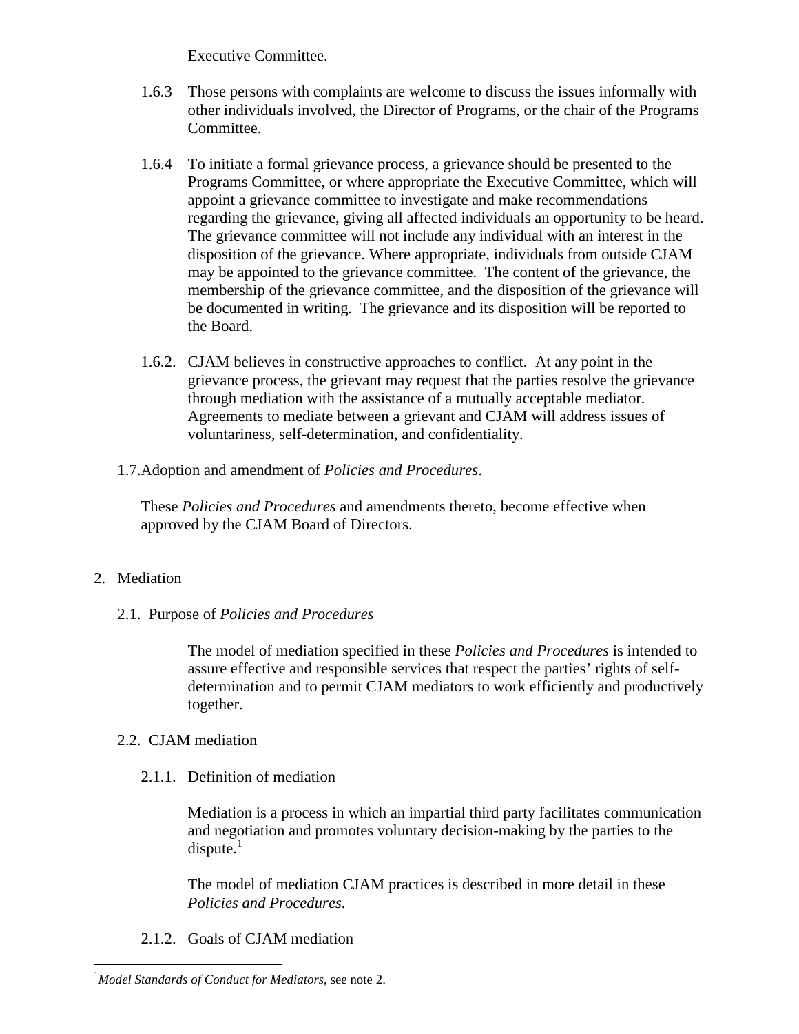Executive Committee.

1.6.3 Those persons with complaints are welcome to discuss the issues informally with other individuals involved, the Director of Programs, or the chair of the Programs Committee.

1.6.4 To initiate a formal grievance process, a grievance should be presented to the Programs Committee, or where appropriate the Executive Committee, which will appoint a grievance committee to investigate and make recommendations regarding the grievance, giving all affected individuals an opportunity to be heard. The grievance committee will not include any individual with an interest in the disposition of the grievance. Where appropriate, individuals from outside CJAM may be appointed to the grievance committee. The content of the grievance, the membership of the grievance committee, and the disposition of the grievance will be documented in writing. The grievance and its disposition will be reported to the Board.

1.6.2. CJAM believes in constructive approaches to conflict. At any point in the grievance process, the grievant may request that the parties resolve the grievance through mediation with the assistance of a mutually acceptable mediator. Agreements to mediate between a grievant and CJAM will address issues of voluntariness, self-determination, and confidentiality.

1.7. Adoption and amendment of *Policies and Procedures*.

These *Policies and Procedures* and amendments thereto, become effective when approved by the CJAM Board of Directors.

2. Mediation

2.1. Purpose of *Policies and Procedures*

The model of mediation specified in these *Policies and Procedures* is intended to assure effective and responsible services that respect the parties' rights of self-determination and to permit CJAM mediators to work efficiently and productively together.

2.2. CJAM mediation

2.1.1. Definition of mediation

Mediation is a process in which an impartial third party facilitates communication and negotiation and promotes voluntary decision-making by the parties to the dispute.[1]

The model of mediation CJAM practices is described in more detail in these *Policies and Procedures*.

2.1.2. Goals of CJAM mediation

[1] *Model Standards of Conduct for Mediators*, see note 2.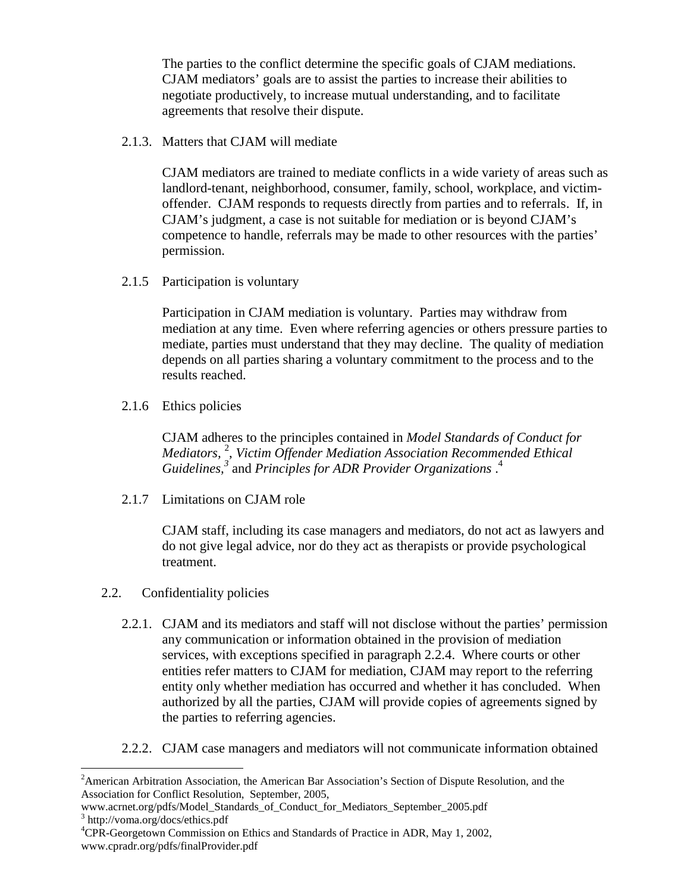The parties to the conflict determine the specific goals of CJAM mediations. CJAM mediators' goals are to assist the parties to increase their abilities to negotiate productively, to increase mutual understanding, and to facilitate agreements that resolve their dispute.

2.1.3. Matters that CJAM will mediate

CJAM mediators are trained to mediate conflicts in a wide variety of areas such as landlord-tenant, neighborhood, consumer, family, school, workplace, and victim-offender. CJAM responds to requests directly from parties and to referrals. If, in CJAM's judgment, a case is not suitable for mediation or is beyond CJAM's competence to handle, referrals may be made to other resources with the parties' permission.

2.1.5 Participation is voluntary

Participation in CJAM mediation is voluntary. Parties may withdraw from mediation at any time. Even where referring agencies or others pressure parties to mediate, parties must understand that they may decline. The quality of mediation depends on all parties sharing a voluntary commitment to the process and to the results reached.

2.1.6 Ethics policies

CJAM adheres to the principles contained in *Model Standards of Conduct for Mediators,* [2]*, Victim Offender Mediation Association Recommended Ethical Guidelines,*[3] and *Principles for ADR Provider Organizations* .[4]

2.1.7 Limitations on CJAM role

CJAM staff, including its case managers and mediators, do not act as lawyers and do not give legal advice, nor do they act as therapists or provide psychological treatment.

2.2. Confidentiality policies

2.2.1. CJAM and its mediators and staff will not disclose without the parties' permission any communication or information obtained in the provision of mediation services, with exceptions specified in paragraph 2.2.4. Where courts or other entities refer matters to CJAM for mediation, CJAM may report to the referring entity only whether mediation has occurred and whether it has concluded. When authorized by all the parties, CJAM will provide copies of agreements signed by the parties to referring agencies.

2.2.2. CJAM case managers and mediators will not communicate information obtained

---

[2] American Arbitration Association, the American Bar Association's Section of Dispute Resolution, and the Association for Conflict Resolution, September, 2005, www.acrnet.org/pdfs/Model_Standards_of_Conduct_for_Mediators_September_2005.pdf

[3] http://voma.org/docs/ethics.pdf

[4] CPR-Georgetown Commission on Ethics and Standards of Practice in ADR, May 1, 2002, www.cpradr.org/pdfs/finalProvider.pdf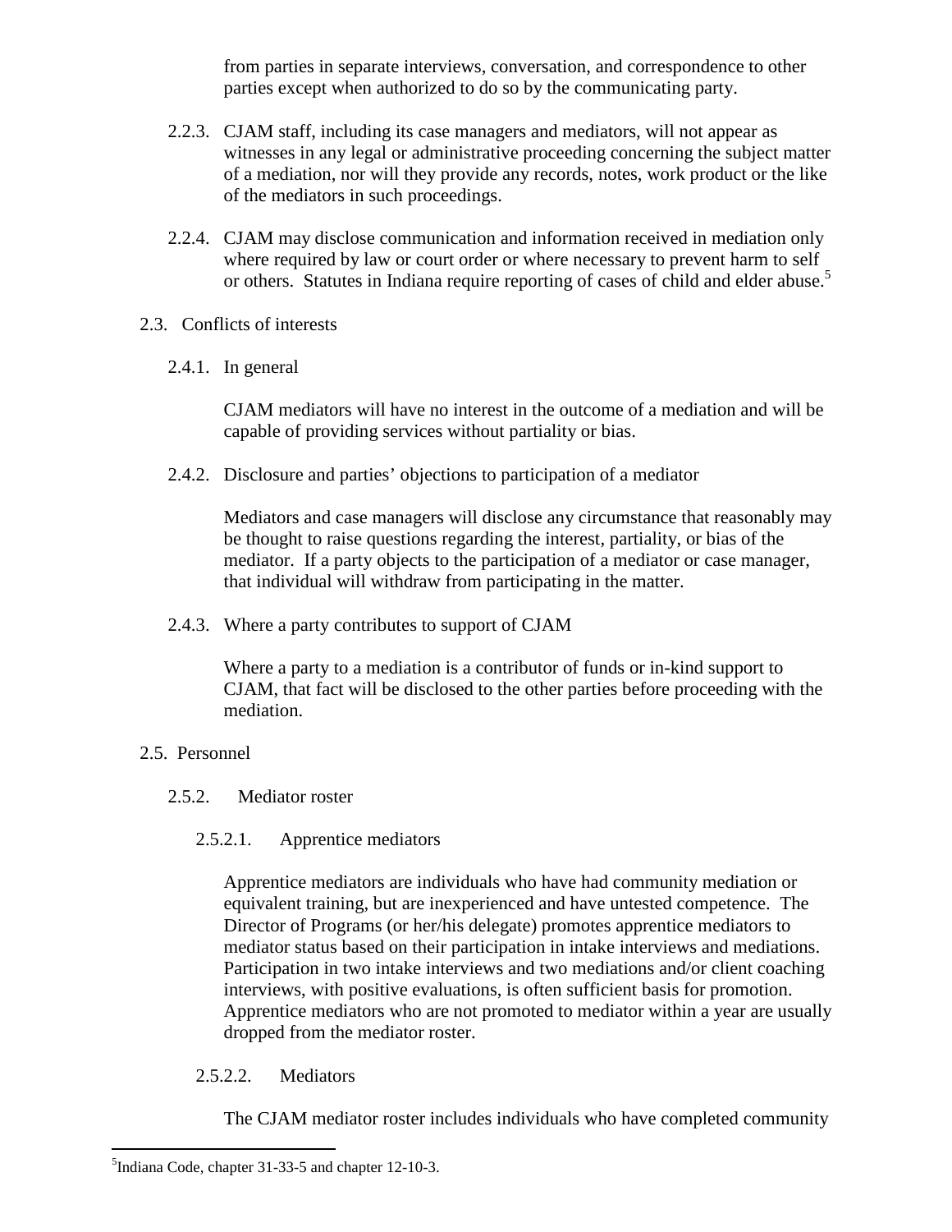from parties in separate interviews, conversation, and correspondence to other parties except when authorized to do so by the communicating party.

2.2.3. CJAM staff, including its case managers and mediators, will not appear as witnesses in any legal or administrative proceeding concerning the subject matter of a mediation, nor will they provide any records, notes, work product or the like of the mediators in such proceedings.

2.2.4. CJAM may disclose communication and information received in mediation only where required by law or court order or where necessary to prevent harm to self or others. Statutes in Indiana require reporting of cases of child and elder abuse.[5]

2.3. Conflicts of interests

2.4.1. In general

CJAM mediators will have no interest in the outcome of a mediation and will be capable of providing services without partiality or bias.

2.4.2. Disclosure and parties' objections to participation of a mediator

Mediators and case managers will disclose any circumstance that reasonably may be thought to raise questions regarding the interest, partiality, or bias of the mediator. If a party objects to the participation of a mediator or case manager, that individual will withdraw from participating in the matter.

2.4.3. Where a party contributes to support of CJAM

Where a party to a mediation is a contributor of funds or in-kind support to CJAM, that fact will be disclosed to the other parties before proceeding with the mediation.

2.5. Personnel

2.5.2. Mediator roster

2.5.2.1. Apprentice mediators

Apprentice mediators are individuals who have had community mediation or equivalent training, but are inexperienced and have untested competence. The Director of Programs (or her/his delegate) promotes apprentice mediators to mediator status based on their participation in intake interviews and mediations. Participation in two intake interviews and two mediations and/or client coaching interviews, with positive evaluations, is often sufficient basis for promotion. Apprentice mediators who are not promoted to mediator within a year are usually dropped from the mediator roster.

2.5.2.2. Mediators

The CJAM mediator roster includes individuals who have completed community

[5] Indiana Code, chapter 31-33-5 and chapter 12-10-3.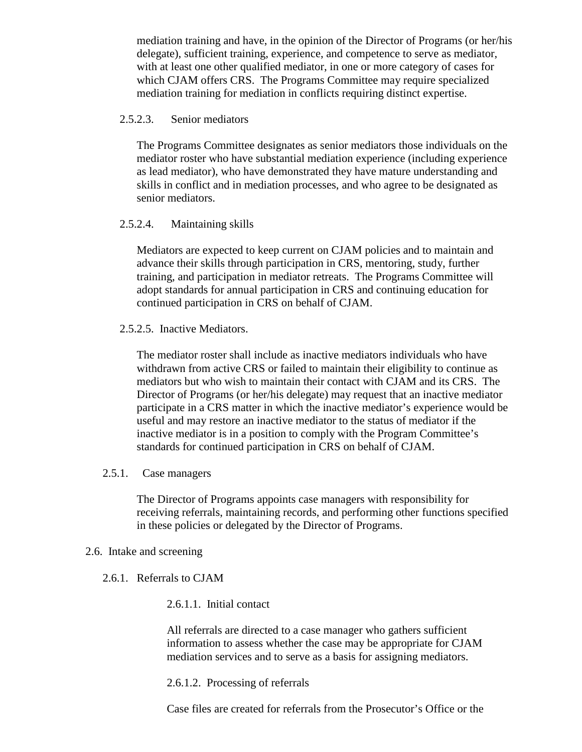mediation training and have, in the opinion of the Director of Programs (or her/his delegate), sufficient training, experience, and competence to serve as mediator, with at least one other qualified mediator, in one or more category of cases for which CJAM offers CRS. The Programs Committee may require specialized mediation training for mediation in conflicts requiring distinct expertise.

2.5.2.3. Senior mediators

The Programs Committee designates as senior mediators those individuals on the mediator roster who have substantial mediation experience (including experience as lead mediator), who have demonstrated they have mature understanding and skills in conflict and in mediation processes, and who agree to be designated as senior mediators.

2.5.2.4. Maintaining skills

Mediators are expected to keep current on CJAM policies and to maintain and advance their skills through participation in CRS, mentoring, study, further training, and participation in mediator retreats. The Programs Committee will adopt standards for annual participation in CRS and continuing education for continued participation in CRS on behalf of CJAM.

2.5.2.5. Inactive Mediators.

The mediator roster shall include as inactive mediators individuals who have withdrawn from active CRS or failed to maintain their eligibility to continue as mediators but who wish to maintain their contact with CJAM and its CRS. The Director of Programs (or her/his delegate) may request that an inactive mediator participate in a CRS matter in which the inactive mediator's experience would be useful and may restore an inactive mediator to the status of mediator if the inactive mediator is in a position to comply with the Program Committee's standards for continued participation in CRS on behalf of CJAM.

2.5.1. Case managers

The Director of Programs appoints case managers with responsibility for receiving referrals, maintaining records, and performing other functions specified in these policies or delegated by the Director of Programs.

2.6. Intake and screening

2.6.1. Referrals to CJAM

2.6.1.1. Initial contact

All referrals are directed to a case manager who gathers sufficient information to assess whether the case may be appropriate for CJAM mediation services and to serve as a basis for assigning mediators.

2.6.1.2. Processing of referrals

Case files are created for referrals from the Prosecutor's Office or the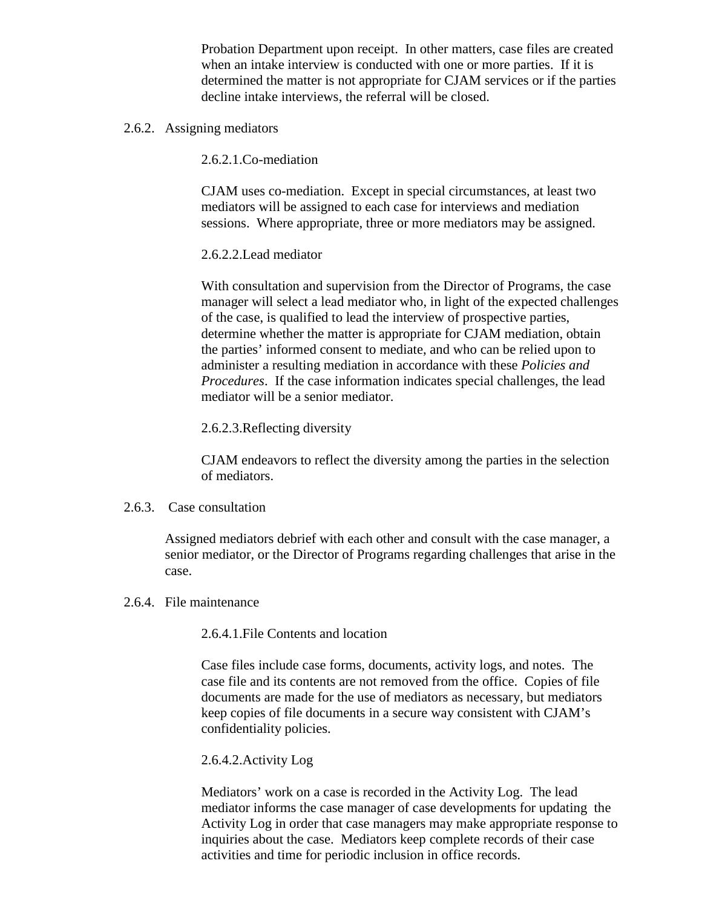Probation Department upon receipt. In other matters, case files are created when an intake interview is conducted with one or more parties. If it is determined the matter is not appropriate for CJAM services or if the parties decline intake interviews, the referral will be closed.

### 2.6.2. Assigning mediators

#### 2.6.2.1. Co-mediation

CJAM uses co-mediation. Except in special circumstances, at least two mediators will be assigned to each case for interviews and mediation sessions. Where appropriate, three or more mediators may be assigned.

#### 2.6.2.2. Lead mediator

With consultation and supervision from the Director of Programs, the case manager will select a lead mediator who, in light of the expected challenges of the case, is qualified to lead the interview of prospective parties, determine whether the matter is appropriate for CJAM mediation, obtain the parties' informed consent to mediate, and who can be relied upon to administer a resulting mediation in accordance with these *Policies and Procedures*. If the case information indicates special challenges, the lead mediator will be a senior mediator.

#### 2.6.2.3. Reflecting diversity

CJAM endeavors to reflect the diversity among the parties in the selection of mediators.

### 2.6.3. Case consultation

Assigned mediators debrief with each other and consult with the case manager, a senior mediator, or the Director of Programs regarding challenges that arise in the case.

### 2.6.4. File maintenance

#### 2.6.4.1. File Contents and location

Case files include case forms, documents, activity logs, and notes. The case file and its contents are not removed from the office. Copies of file documents are made for the use of mediators as necessary, but mediators keep copies of file documents in a secure way consistent with CJAM's confidentiality policies.

#### 2.6.4.2. Activity Log

Mediators' work on a case is recorded in the Activity Log. The lead mediator informs the case manager of case developments for updating the Activity Log in order that case managers may make appropriate response to inquiries about the case. Mediators keep complete records of their case activities and time for periodic inclusion in office records.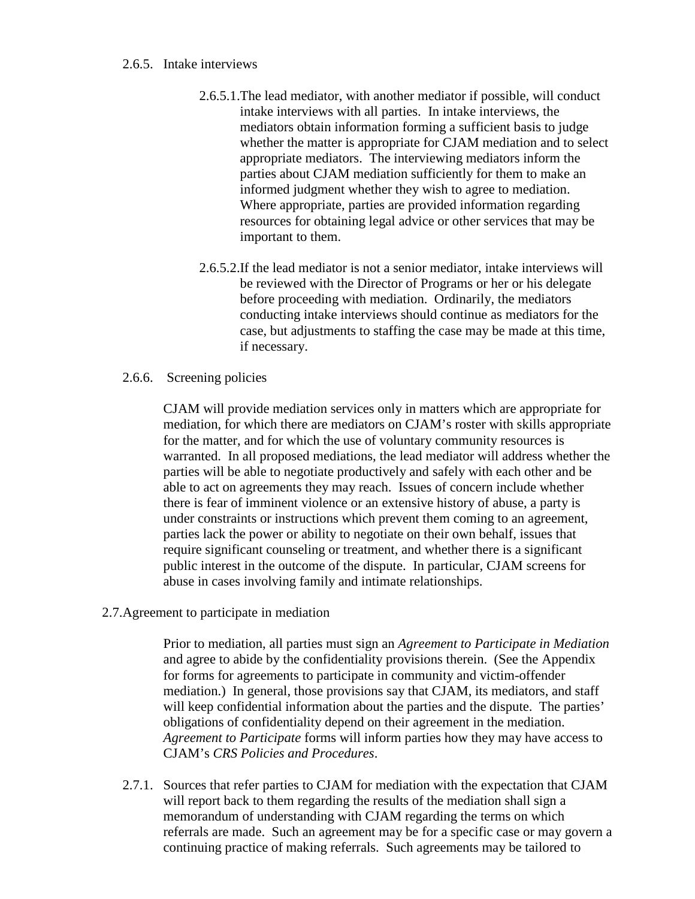2.6.5. Intake interviews

2.6.5.1. The lead mediator, with another mediator if possible, will conduct intake interviews with all parties. In intake interviews, the mediators obtain information forming a sufficient basis to judge whether the matter is appropriate for CJAM mediation and to select appropriate mediators. The interviewing mediators inform the parties about CJAM mediation sufficiently for them to make an informed judgment whether they wish to agree to mediation. Where appropriate, parties are provided information regarding resources for obtaining legal advice or other services that may be important to them.

2.6.5.2. If the lead mediator is not a senior mediator, intake interviews will be reviewed with the Director of Programs or her or his delegate before proceeding with mediation. Ordinarily, the mediators conducting intake interviews should continue as mediators for the case, but adjustments to staffing the case may be made at this time, if necessary.

2.6.6. Screening policies

CJAM will provide mediation services only in matters which are appropriate for mediation, for which there are mediators on CJAM's roster with skills appropriate for the matter, and for which the use of voluntary community resources is warranted. In all proposed mediations, the lead mediator will address whether the parties will be able to negotiate productively and safely with each other and be able to act on agreements they may reach. Issues of concern include whether there is fear of imminent violence or an extensive history of abuse, a party is under constraints or instructions which prevent them coming to an agreement, parties lack the power or ability to negotiate on their own behalf, issues that require significant counseling or treatment, and whether there is a significant public interest in the outcome of the dispute. In particular, CJAM screens for abuse in cases involving family and intimate relationships.

2.7. Agreement to participate in mediation

Prior to mediation, all parties must sign an *Agreement to Participate in Mediation* and agree to abide by the confidentiality provisions therein. (See the Appendix for forms for agreements to participate in community and victim-offender mediation.) In general, those provisions say that CJAM, its mediators, and staff will keep confidential information about the parties and the dispute. The parties' obligations of confidentiality depend on their agreement in the mediation. *Agreement to Participate* forms will inform parties how they may have access to CJAM's *CRS Policies and Procedures*.

2.7.1. Sources that refer parties to CJAM for mediation with the expectation that CJAM will report back to them regarding the results of the mediation shall sign a memorandum of understanding with CJAM regarding the terms on which referrals are made. Such an agreement may be for a specific case or may govern a continuing practice of making referrals. Such agreements may be tailored to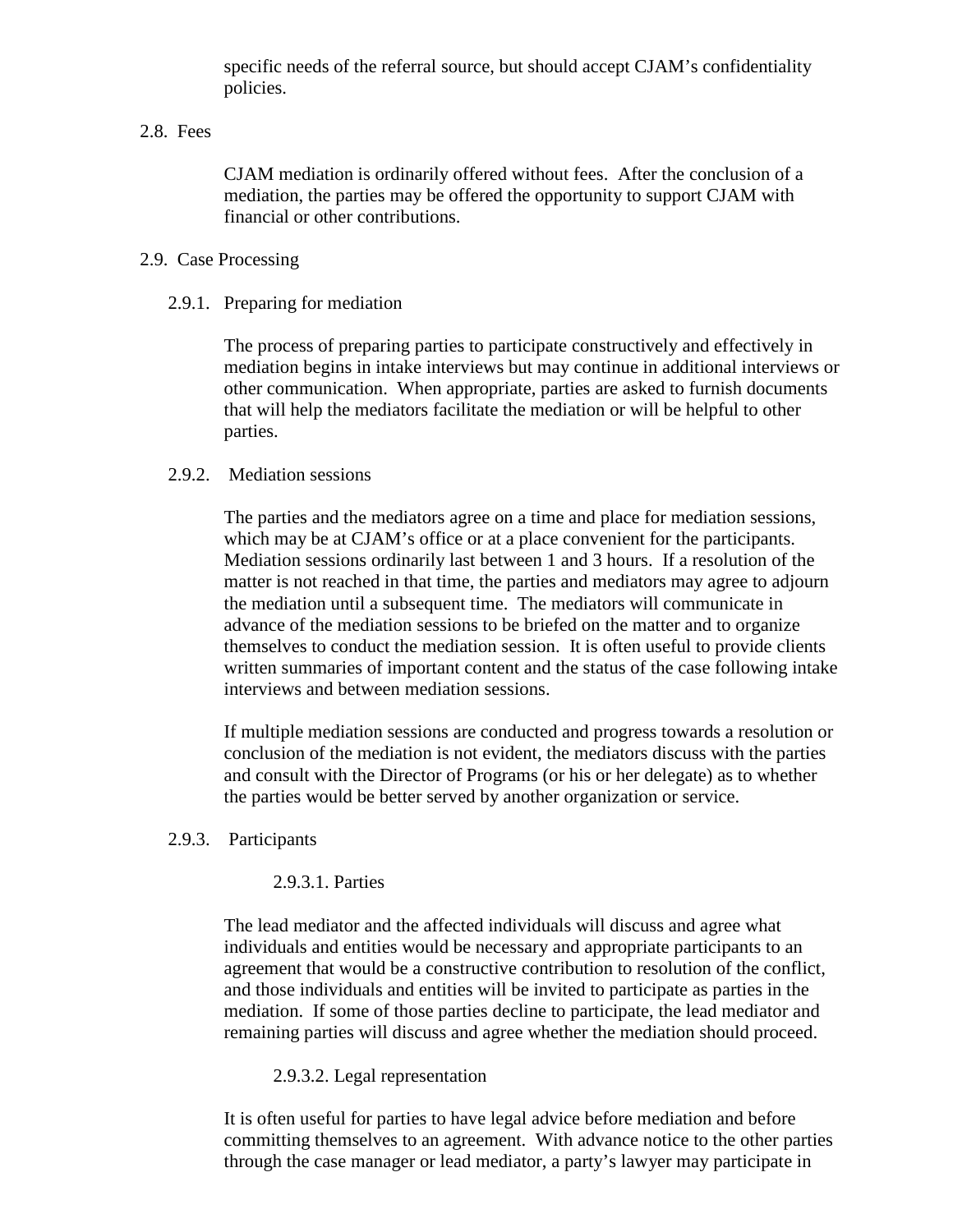specific needs of the referral source, but should accept CJAM's confidentiality policies.

## 2.8. Fees

CJAM mediation is ordinarily offered without fees. After the conclusion of a mediation, the parties may be offered the opportunity to support CJAM with financial or other contributions.

## 2.9. Case Processing

### 2.9.1. Preparing for mediation

The process of preparing parties to participate constructively and effectively in mediation begins in intake interviews but may continue in additional interviews or other communication. When appropriate, parties are asked to furnish documents that will help the mediators facilitate the mediation or will be helpful to other parties.

### 2.9.2. Mediation sessions

The parties and the mediators agree on a time and place for mediation sessions, which may be at CJAM's office or at a place convenient for the participants. Mediation sessions ordinarily last between 1 and 3 hours. If a resolution of the matter is not reached in that time, the parties and mediators may agree to adjourn the mediation until a subsequent time. The mediators will communicate in advance of the mediation sessions to be briefed on the matter and to organize themselves to conduct the mediation session. It is often useful to provide clients written summaries of important content and the status of the case following intake interviews and between mediation sessions.

If multiple mediation sessions are conducted and progress towards a resolution or conclusion of the mediation is not evident, the mediators discuss with the parties and consult with the Director of Programs (or his or her delegate) as to whether the parties would be better served by another organization or service.

### 2.9.3. Participants

#### 2.9.3.1. Parties

The lead mediator and the affected individuals will discuss and agree what individuals and entities would be necessary and appropriate participants to an agreement that would be a constructive contribution to resolution of the conflict, and those individuals and entities will be invited to participate as parties in the mediation. If some of those parties decline to participate, the lead mediator and remaining parties will discuss and agree whether the mediation should proceed.

#### 2.9.3.2. Legal representation

It is often useful for parties to have legal advice before mediation and before committing themselves to an agreement. With advance notice to the other parties through the case manager or lead mediator, a party's lawyer may participate in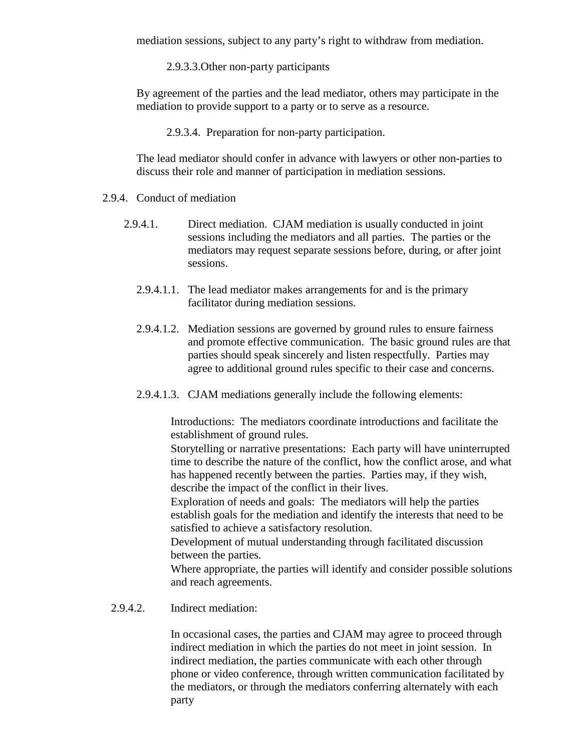mediation sessions, subject to any party's right to withdraw from mediation.

2.9.3.3.Other non-party participants

By agreement of the parties and the lead mediator, others may participate in the mediation to provide support to a party or to serve as a resource.

2.9.3.4. Preparation for non-party participation.

The lead mediator should confer in advance with lawyers or other non-parties to discuss their role and manner of participation in mediation sessions.

2.9.4. Conduct of mediation

2.9.4.1. Direct mediation. CJAM mediation is usually conducted in joint sessions including the mediators and all parties. The parties or the mediators may request separate sessions before, during, or after joint sessions.

2.9.4.1.1. The lead mediator makes arrangements for and is the primary facilitator during mediation sessions.

2.9.4.1.2. Mediation sessions are governed by ground rules to ensure fairness and promote effective communication. The basic ground rules are that parties should speak sincerely and listen respectfully. Parties may agree to additional ground rules specific to their case and concerns.

2.9.4.1.3. CJAM mediations generally include the following elements:

Introductions: The mediators coordinate introductions and facilitate the establishment of ground rules.
Storytelling or narrative presentations: Each party will have uninterrupted time to describe the nature of the conflict, how the conflict arose, and what has happened recently between the parties. Parties may, if they wish, describe the impact of the conflict in their lives.
Exploration of needs and goals: The mediators will help the parties establish goals for the mediation and identify the interests that need to be satisfied to achieve a satisfactory resolution.
Development of mutual understanding through facilitated discussion between the parties.
Where appropriate, the parties will identify and consider possible solutions and reach agreements.

2.9.4.2. Indirect mediation:

In occasional cases, the parties and CJAM may agree to proceed through indirect mediation in which the parties do not meet in joint session. In indirect mediation, the parties communicate with each other through phone or video conference, through written communication facilitated by the mediators, or through the mediators conferring alternately with each party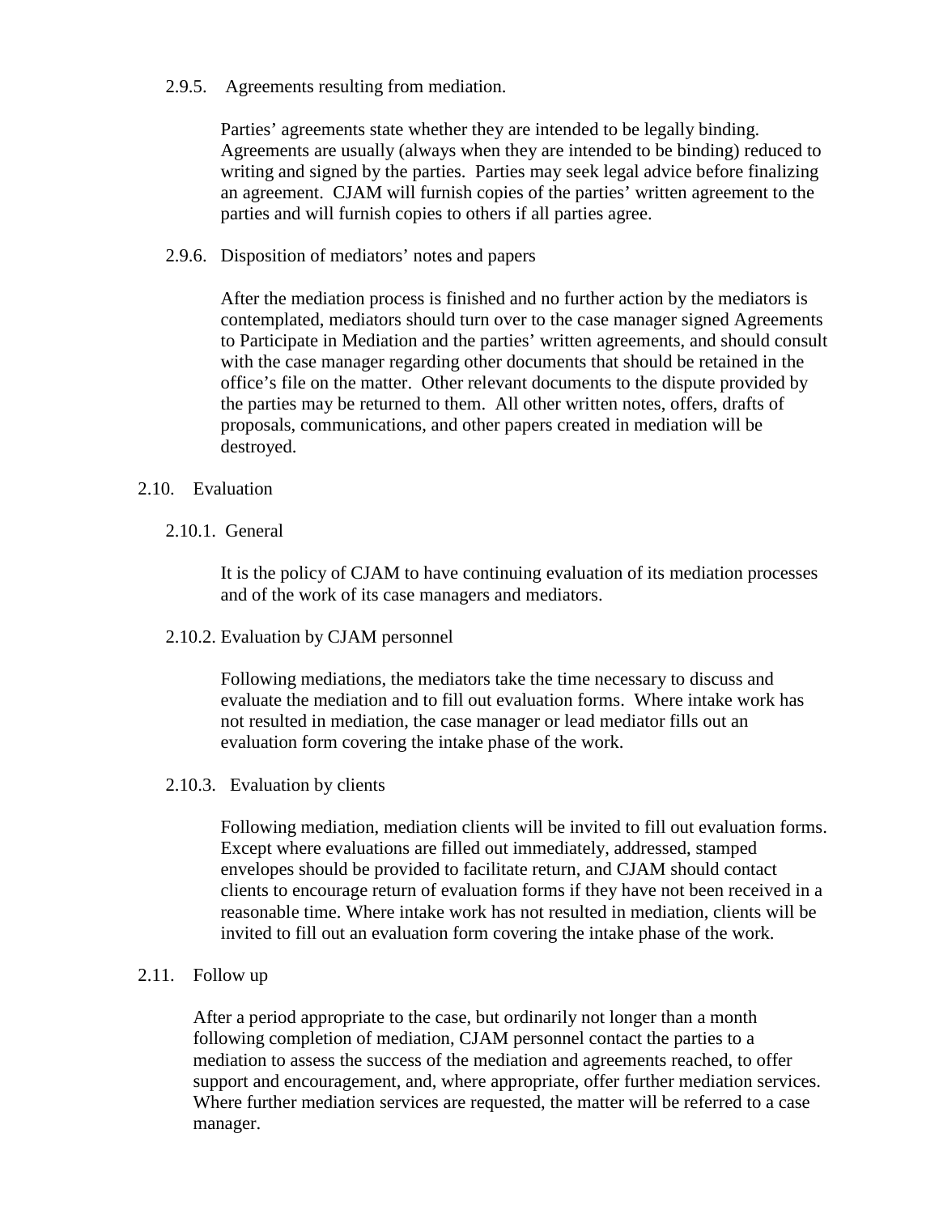#### 2.9.5. Agreements resulting from mediation.

Parties' agreements state whether they are intended to be legally binding. Agreements are usually (always when they are intended to be binding) reduced to writing and signed by the parties. Parties may seek legal advice before finalizing an agreement. CJAM will furnish copies of the parties' written agreement to the parties and will furnish copies to others if all parties agree.

#### 2.9.6. Disposition of mediators' notes and papers

After the mediation process is finished and no further action by the mediators is contemplated, mediators should turn over to the case manager signed Agreements to Participate in Mediation and the parties' written agreements, and should consult with the case manager regarding other documents that should be retained in the office's file on the matter. Other relevant documents to the dispute provided by the parties may be returned to them. All other written notes, offers, drafts of proposals, communications, and other papers created in mediation will be destroyed.

### 2.10. Evaluation

#### 2.10.1. General

It is the policy of CJAM to have continuing evaluation of its mediation processes and of the work of its case managers and mediators.

#### 2.10.2. Evaluation by CJAM personnel

Following mediations, the mediators take the time necessary to discuss and evaluate the mediation and to fill out evaluation forms. Where intake work has not resulted in mediation, the case manager or lead mediator fills out an evaluation form covering the intake phase of the work.

#### 2.10.3. Evaluation by clients

Following mediation, mediation clients will be invited to fill out evaluation forms. Except where evaluations are filled out immediately, addressed, stamped envelopes should be provided to facilitate return, and CJAM should contact clients to encourage return of evaluation forms if they have not been received in a reasonable time. Where intake work has not resulted in mediation, clients will be invited to fill out an evaluation form covering the intake phase of the work.

### 2.11. Follow up

After a period appropriate to the case, but ordinarily not longer than a month following completion of mediation, CJAM personnel contact the parties to a mediation to assess the success of the mediation and agreements reached, to offer support and encouragement, and, where appropriate, offer further mediation services. Where further mediation services are requested, the matter will be referred to a case manager.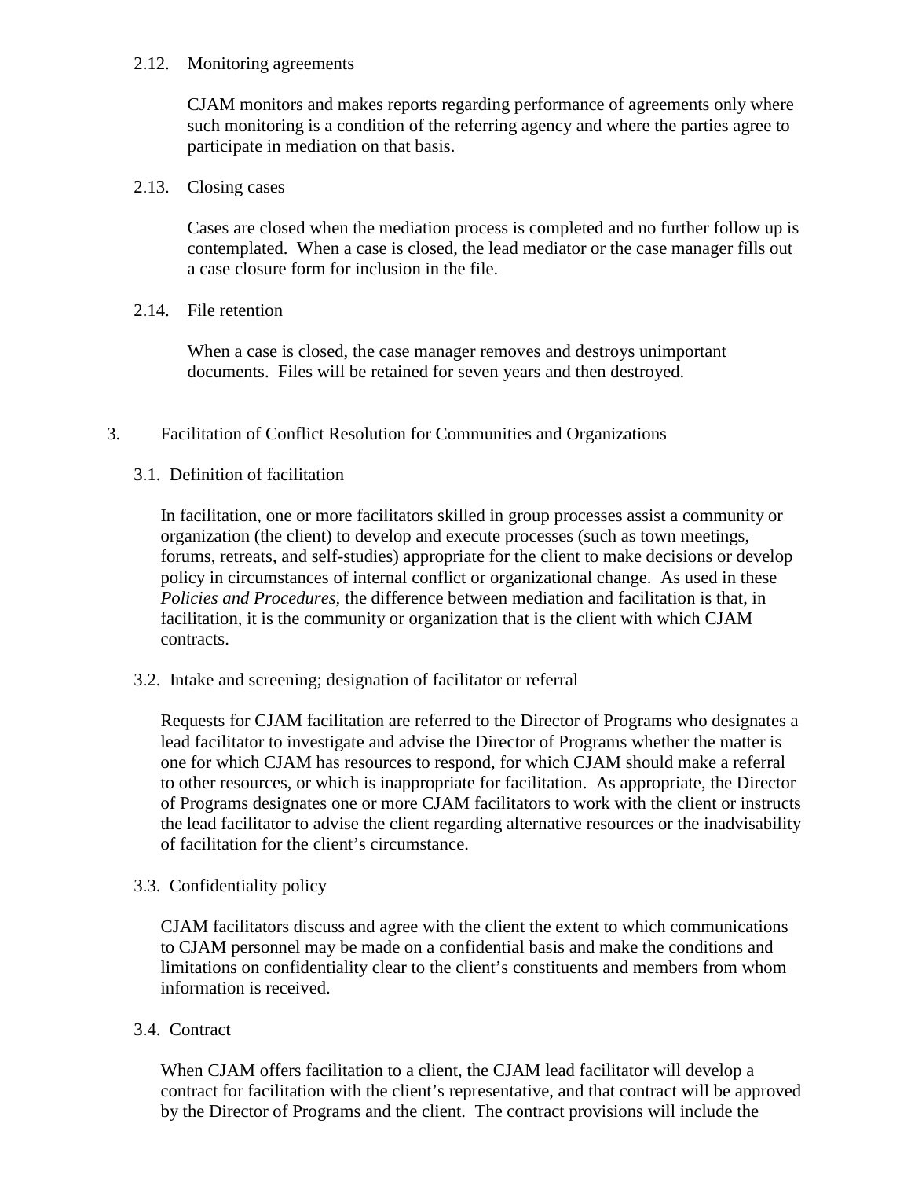### 2.12. Monitoring agreements

CJAM monitors and makes reports regarding performance of agreements only where such monitoring is a condition of the referring agency and where the parties agree to participate in mediation on that basis.

### 2.13. Closing cases

Cases are closed when the mediation process is completed and no further follow up is contemplated. When a case is closed, the lead mediator or the case manager fills out a case closure form for inclusion in the file.

### 2.14. File retention

When a case is closed, the case manager removes and destroys unimportant documents. Files will be retained for seven years and then destroyed.

## 3. Facilitation of Conflict Resolution for Communities and Organizations

### 3.1. Definition of facilitation

In facilitation, one or more facilitators skilled in group processes assist a community or organization (the client) to develop and execute processes (such as town meetings, forums, retreats, and self-studies) appropriate for the client to make decisions or develop policy in circumstances of internal conflict or organizational change. As used in these *Policies and Procedures*, the difference between mediation and facilitation is that, in facilitation, it is the community or organization that is the client with which CJAM contracts.

### 3.2. Intake and screening; designation of facilitator or referral

Requests for CJAM facilitation are referred to the Director of Programs who designates a lead facilitator to investigate and advise the Director of Programs whether the matter is one for which CJAM has resources to respond, for which CJAM should make a referral to other resources, or which is inappropriate for facilitation. As appropriate, the Director of Programs designates one or more CJAM facilitators to work with the client or instructs the lead facilitator to advise the client regarding alternative resources or the inadvisability of facilitation for the client's circumstance.

### 3.3. Confidentiality policy

CJAM facilitators discuss and agree with the client the extent to which communications to CJAM personnel may be made on a confidential basis and make the conditions and limitations on confidentiality clear to the client's constituents and members from whom information is received.

### 3.4. Contract

When CJAM offers facilitation to a client, the CJAM lead facilitator will develop a contract for facilitation with the client's representative, and that contract will be approved by the Director of Programs and the client. The contract provisions will include the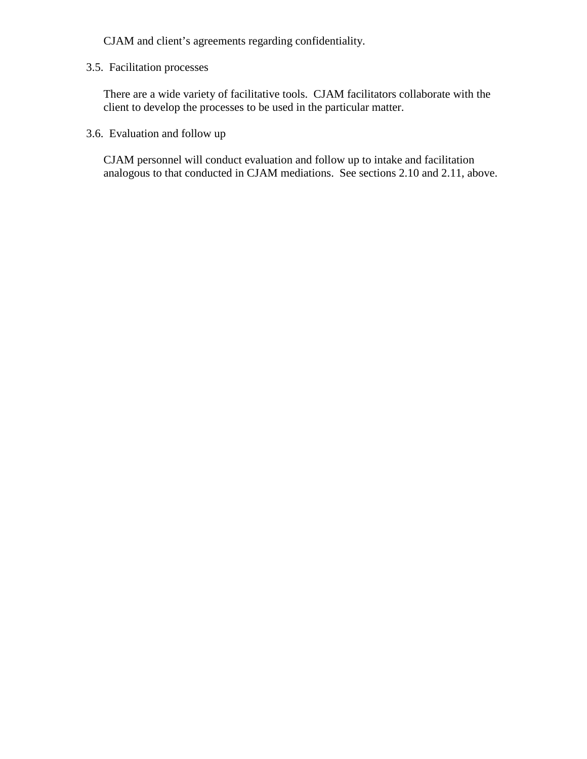CJAM and client's agreements regarding confidentiality.

### 3.5. Facilitation processes

There are a wide variety of facilitative tools. CJAM facilitators collaborate with the client to develop the processes to be used in the particular matter.

### 3.6. Evaluation and follow up

CJAM personnel will conduct evaluation and follow up to intake and facilitation analogous to that conducted in CJAM mediations. See sections 2.10 and 2.11, above.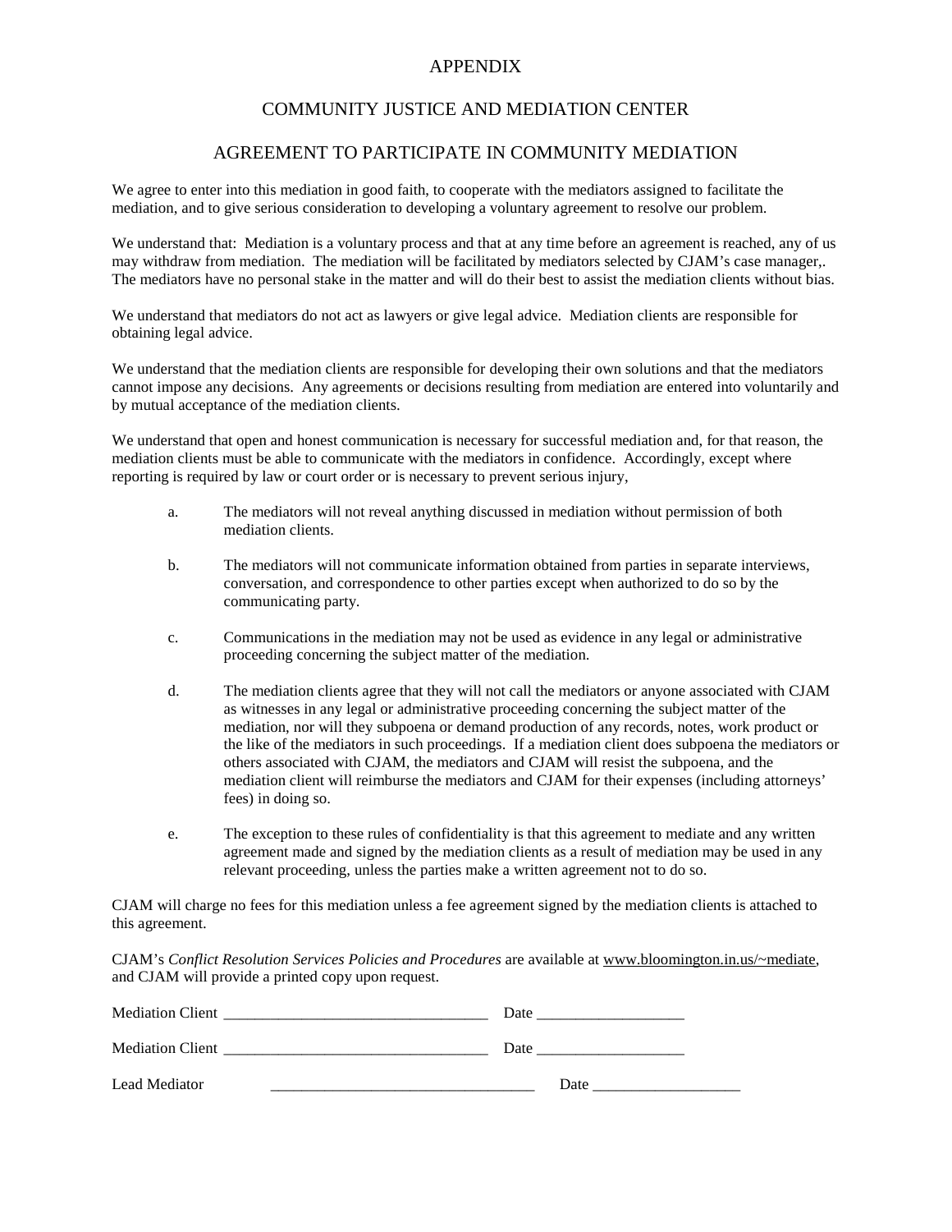# APPENDIX

## COMMUNITY JUSTICE AND MEDIATION CENTER

## AGREEMENT TO PARTICIPATE IN COMMUNITY MEDIATION

We agree to enter into this mediation in good faith, to cooperate with the mediators assigned to facilitate the mediation, and to give serious consideration to developing a voluntary agreement to resolve our problem.

We understand that: Mediation is a voluntary process and that at any time before an agreement is reached, any of us may withdraw from mediation. The mediation will be facilitated by mediators selected by CJAM's case manager,. The mediators have no personal stake in the matter and will do their best to assist the mediation clients without bias.

We understand that mediators do not act as lawyers or give legal advice. Mediation clients are responsible for obtaining legal advice.

We understand that the mediation clients are responsible for developing their own solutions and that the mediators cannot impose any decisions. Any agreements or decisions resulting from mediation are entered into voluntarily and by mutual acceptance of the mediation clients.

We understand that open and honest communication is necessary for successful mediation and, for that reason, the mediation clients must be able to communicate with the mediators in confidence. Accordingly, except where reporting is required by law or court order or is necessary to prevent serious injury,

a. The mediators will not reveal anything discussed in mediation without permission of both mediation clients.

b. The mediators will not communicate information obtained from parties in separate interviews, conversation, and correspondence to other parties except when authorized to do so by the communicating party.

c. Communications in the mediation may not be used as evidence in any legal or administrative proceeding concerning the subject matter of the mediation.

d. The mediation clients agree that they will not call the mediators or anyone associated with CJAM as witnesses in any legal or administrative proceeding concerning the subject matter of the mediation, nor will they subpoena or demand production of any records, notes, work product or the like of the mediators in such proceedings. If a mediation client does subpoena the mediators or others associated with CJAM, the mediators and CJAM will resist the subpoena, and the mediation client will reimburse the mediators and CJAM for their expenses (including attorneys' fees) in doing so.

e. The exception to these rules of confidentiality is that this agreement to mediate and any written agreement made and signed by the mediation clients as a result of mediation may be used in any relevant proceeding, unless the parties make a written agreement not to do so.

CJAM will charge no fees for this mediation unless a fee agreement signed by the mediation clients is attached to this agreement.

CJAM's *Conflict Resolution Services Policies and Procedures* are available at www.bloomington.in.us/~mediate, and CJAM will provide a printed copy upon request.

Mediation Client ________________________________ Date __________________

Mediation Client ________________________________ Date __________________

Lead Mediator ________________________________ Date __________________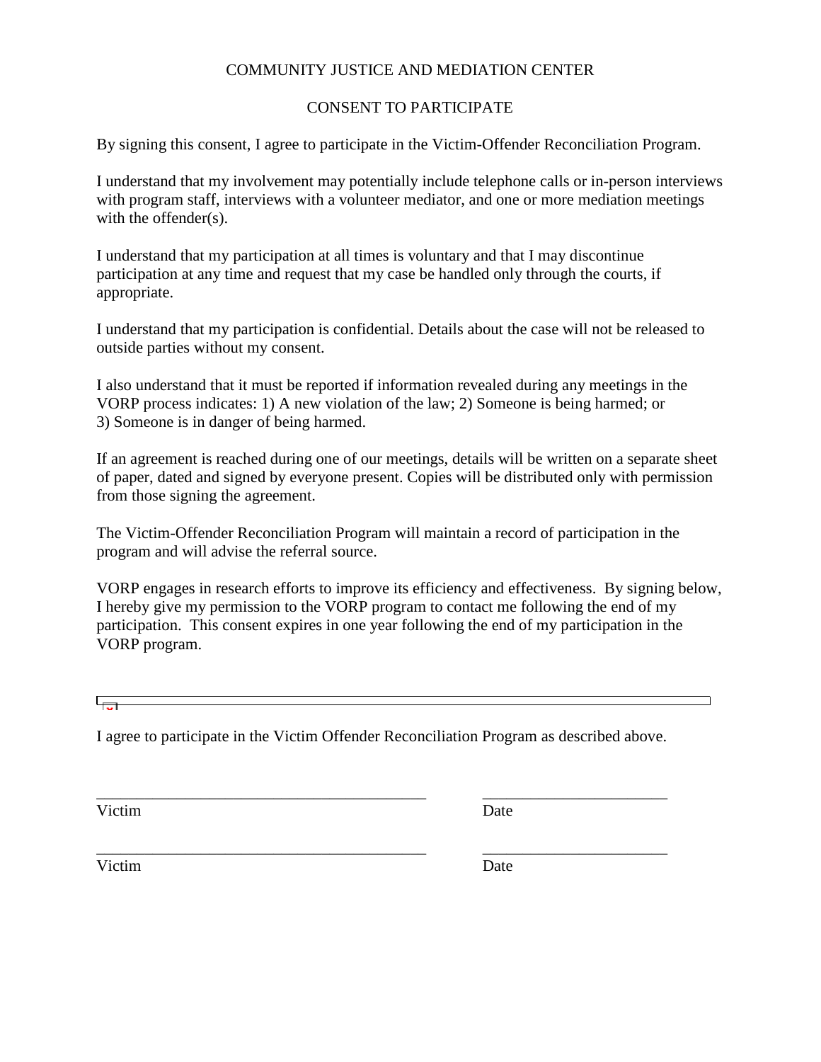COMMUNITY JUSTICE AND MEDIATION CENTER

CONSENT TO PARTICIPATE

By signing this consent, I agree to participate in the Victim-Offender Reconciliation Program.

I understand that my involvement may potentially include telephone calls or in-person interviews with program staff, interviews with a volunteer mediator, and one or more mediation meetings with the offender(s).

I understand that my participation at all times is voluntary and that I may discontinue participation at any time and request that my case be handled only through the courts, if appropriate.

I understand that my participation is confidential. Details about the case will not be released to outside parties without my consent.

I also understand that it must be reported if information revealed during any meetings in the VORP process indicates: 1) A new violation of the law; 2) Someone is being harmed; or 3) Someone is in danger of being harmed.

If an agreement is reached during one of our meetings, details will be written on a separate sheet of paper, dated and signed by everyone present. Copies will be distributed only with permission from those signing the agreement.

The Victim-Offender Reconciliation Program will maintain a record of participation in the program and will advise the referral source.

VORP engages in research efforts to improve its efficiency and effectiveness. By signing below, I hereby give my permission to the VORP program to contact me following the end of my participation. This consent expires in one year following the end of my participation in the VORP program.

I agree to participate in the Victim Offender Reconciliation Program as described above.

\_\_\_\_\_\_\_\_\_\_\_\_\_\_\_\_\_\_\_\_\_\_\_\_\_\_\_\_\_\_\_\_\_\_\_\_\_\_\_\_\_ \_\_\_\_\_\_\_\_\_\_\_\_\_\_\_\_\_\_\_\_\_\_\_\_

Victim Date

\_\_\_\_\_\_\_\_\_\_\_\_\_\_\_\_\_\_\_\_\_\_\_\_\_\_\_\_\_\_\_\_\_\_\_\_\_\_\_\_\_ \_\_\_\_\_\_\_\_\_\_\_\_\_\_\_\_\_\_\_\_\_\_\_\_

Victim Date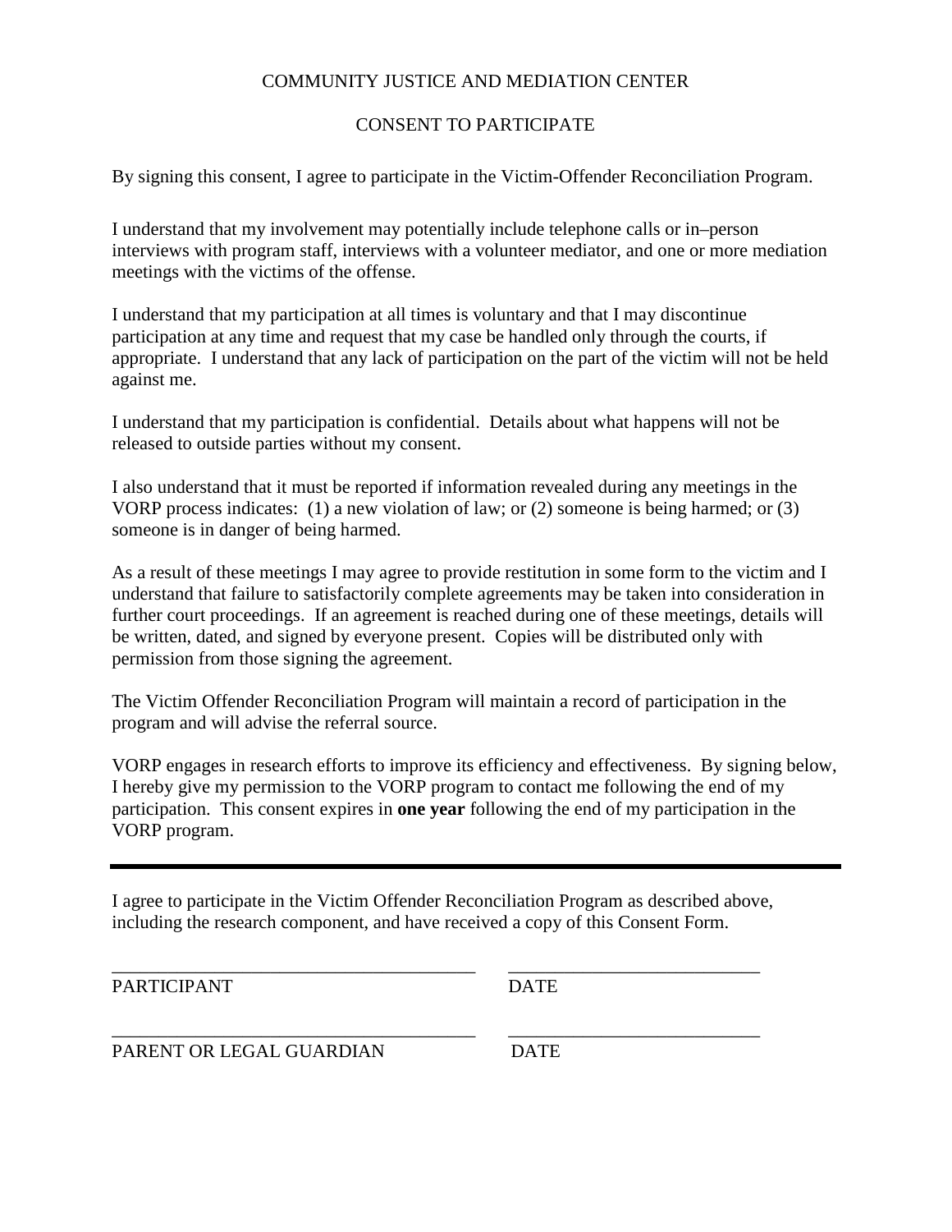# COMMUNITY JUSTICE AND MEDIATION CENTER

## CONSENT TO PARTICIPATE

By signing this consent, I agree to participate in the Victim-Offender Reconciliation Program.

I understand that my involvement may potentially include telephone calls or in–person interviews with program staff, interviews with a volunteer mediator, and one or more mediation meetings with the victims of the offense.

I understand that my participation at all times is voluntary and that I may discontinue participation at any time and request that my case be handled only through the courts, if appropriate. I understand that any lack of participation on the part of the victim will not be held against me.

I understand that my participation is confidential. Details about what happens will not be released to outside parties without my consent.

I also understand that it must be reported if information revealed during any meetings in the VORP process indicates: (1) a new violation of law; or (2) someone is being harmed; or (3) someone is in danger of being harmed.

As a result of these meetings I may agree to provide restitution in some form to the victim and I understand that failure to satisfactorily complete agreements may be taken into consideration in further court proceedings. If an agreement is reached during one of these meetings, details will be written, dated, and signed by everyone present. Copies will be distributed only with permission from those signing the agreement.

The Victim Offender Reconciliation Program will maintain a record of participation in the program and will advise the referral source.

VORP engages in research efforts to improve its efficiency and effectiveness. By signing below, I hereby give my permission to the VORP program to contact me following the end of my participation. This consent expires in **one year** following the end of my participation in the VORP program.

---

I agree to participate in the Victim Offender Reconciliation Program as described above, including the research component, and have received a copy of this Consent Form.

______________________________________ ___________________________

PARTICIPANT DATE

______________________________________ ___________________________

PARENT OR LEGAL GUARDIAN DATE